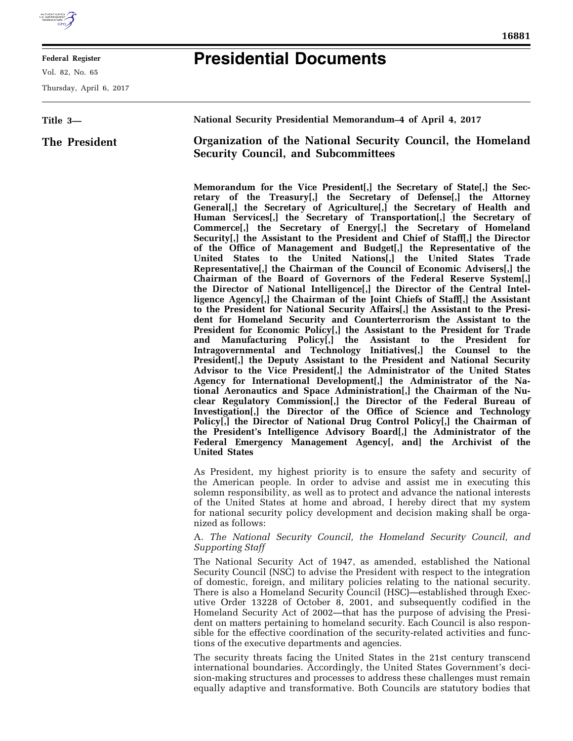**Federal Register**

Vol. 82, No. 65

Thursday, April 6, 2017

# Presidential Documents

**Title 3—**

**The President**

**National Security Presidential Memorandum–4 of April 4, 2017**

## Organization of the National Security Council, the Homeland Security Council, and Subcommittees

**Memorandum for the Vice President[,] the Secretary of State[,] the Secretary of the Treasury[,] the Secretary of Defense[,] the Attorney General[,] the Secretary of Agriculture[,] the Secretary of Health and Human Services[,] the Secretary of Transportation[,] the Secretary of Commerce[,] the Secretary of Energy[,] the Secretary of Homeland Security[,] the Assistant to the President and Chief of Staff[,] the Director of the Office of Management and Budget[,] the Representative of the United States to the United Nations[,] the United States Trade Representative[,] the Chairman of the Council of Economic Advisers[,] the Chairman of the Board of Governors of the Federal Reserve System[,] the Director of National Intelligence[,] the Director of the Central Intelligence Agency[,] the Chairman of the Joint Chiefs of Staff[,] the Assistant to the President for National Security Affairs[,] the Assistant to the President for Homeland Security and Counterterrorism the Assistant to the President for Economic Policy[,] the Assistant to the President for Trade and Manufacturing Policy[,] the Assistant to the President for Intragovernmental and Technology Initiatives[,] the Counsel to the President[,] the Deputy Assistant to the President and National Security Advisor to the Vice President[,] the Administrator of the United States Agency for International Development[,] the Administrator of the National Aeronautics and Space Administration[,] the Chairman of the Nuclear Regulatory Commission[,] the Director of the Federal Bureau of Investigation[,] the Director of the Office of Science and Technology Policy[,] the Director of National Drug Control Policy[,] the Chairman of the President's Intelligence Advisory Board[,] the Administrator of the Federal Emergency Management Agency[, and] the Archivist of the United States**

As President, my highest priority is to ensure the safety and security of the American people. In order to advise and assist me in executing this solemn responsibility, as well as to protect and advance the national interests of the United States at home and abroad, I hereby direct that my system for national security policy development and decision making shall be organized as follows:

A. *The National Security Council, the Homeland Security Council, and Supporting Staff*

The National Security Act of 1947, as amended, established the National Security Council (NSC) to advise the President with respect to the integration of domestic, foreign, and military policies relating to the national security. There is also a Homeland Security Council (HSC)—established through Executive Order 13228 of October 8, 2001, and subsequently codified in the Homeland Security Act of 2002—that has the purpose of advising the President on matters pertaining to homeland security. Each Council is also responsible for the effective coordination of the security-related activities and functions of the executive departments and agencies.

The security threats facing the United States in the 21st century transcend international boundaries. Accordingly, the United States Government's decision-making structures and processes to address these challenges must remain equally adaptive and transformative. Both Councils are statutory bodies that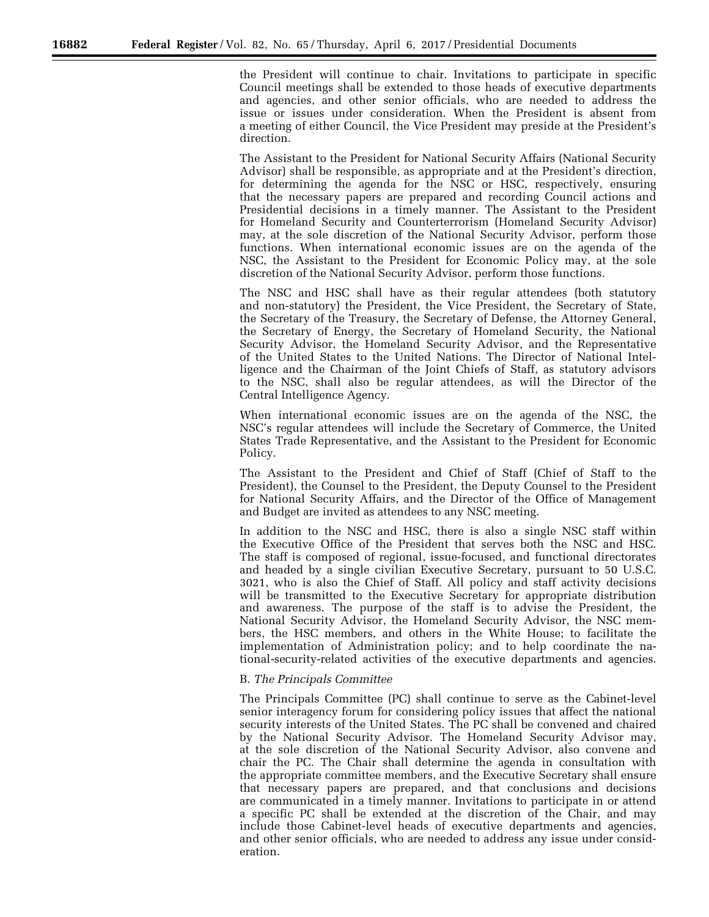the President will continue to chair. Invitations to participate in specific Council meetings shall be extended to those heads of executive departments and agencies, and other senior officials, who are needed to address the issue or issues under consideration. When the President is absent from a meeting of either Council, the Vice President may preside at the President's direction.

The Assistant to the President for National Security Affairs (National Security Advisor) shall be responsible, as appropriate and at the President's direction, for determining the agenda for the NSC or HSC, respectively, ensuring that the necessary papers are prepared and recording Council actions and Presidential decisions in a timely manner. The Assistant to the President for Homeland Security and Counterterrorism (Homeland Security Advisor) may, at the sole discretion of the National Security Advisor, perform those functions. When international economic issues are on the agenda of the NSC, the Assistant to the President for Economic Policy may, at the sole discretion of the National Security Advisor, perform those functions.

The NSC and HSC shall have as their regular attendees (both statutory and non-statutory) the President, the Vice President, the Secretary of State, the Secretary of the Treasury, the Secretary of Defense, the Attorney General, the Secretary of Energy, the Secretary of Homeland Security, the National Security Advisor, the Homeland Security Advisor, and the Representative of the United States to the United Nations. The Director of National Intelligence and the Chairman of the Joint Chiefs of Staff, as statutory advisors to the NSC, shall also be regular attendees, as will the Director of the Central Intelligence Agency.

When international economic issues are on the agenda of the NSC, the NSC's regular attendees will include the Secretary of Commerce, the United States Trade Representative, and the Assistant to the President for Economic Policy.

The Assistant to the President and Chief of Staff (Chief of Staff to the President), the Counsel to the President, the Deputy Counsel to the President for National Security Affairs, and the Director of the Office of Management and Budget are invited as attendees to any NSC meeting.

In addition to the NSC and HSC, there is also a single NSC staff within the Executive Office of the President that serves both the NSC and HSC. The staff is composed of regional, issue-focused, and functional directorates and headed by a single civilian Executive Secretary, pursuant to 50 U.S.C. 3021, who is also the Chief of Staff. All policy and staff activity decisions will be transmitted to the Executive Secretary for appropriate distribution and awareness. The purpose of the staff is to advise the President, the National Security Advisor, the Homeland Security Advisor, the NSC members, the HSC members, and others in the White House; to facilitate the implementation of Administration policy; and to help coordinate the national-security-related activities of the executive departments and agencies.

B. *The Principals Committee*

The Principals Committee (PC) shall continue to serve as the Cabinet-level senior interagency forum for considering policy issues that affect the national security interests of the United States. The PC shall be convened and chaired by the National Security Advisor. The Homeland Security Advisor may, at the sole discretion of the National Security Advisor, also convene and chair the PC. The Chair shall determine the agenda in consultation with the appropriate committee members, and the Executive Secretary shall ensure that necessary papers are prepared, and that conclusions and decisions are communicated in a timely manner. Invitations to participate in or attend a specific PC shall be extended at the discretion of the Chair, and may include those Cabinet-level heads of executive departments and agencies, and other senior officials, who are needed to address any issue under consideration.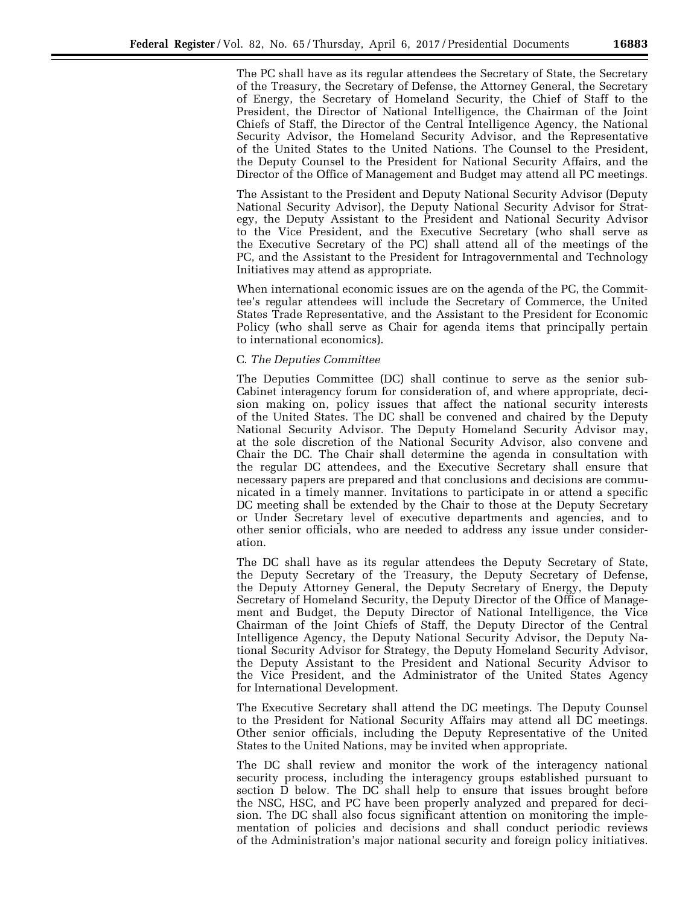The PC shall have as its regular attendees the Secretary of State, the Secretary of the Treasury, the Secretary of Defense, the Attorney General, the Secretary of Energy, the Secretary of Homeland Security, the Chief of Staff to the President, the Director of National Intelligence, the Chairman of the Joint Chiefs of Staff, the Director of the Central Intelligence Agency, the National Security Advisor, the Homeland Security Advisor, and the Representative of the United States to the United Nations. The Counsel to the President, the Deputy Counsel to the President for National Security Affairs, and the Director of the Office of Management and Budget may attend all PC meetings.

The Assistant to the President and Deputy National Security Advisor (Deputy National Security Advisor), the Deputy National Security Advisor for Strategy, the Deputy Assistant to the President and National Security Advisor to the Vice President, and the Executive Secretary (who shall serve as the Executive Secretary of the PC) shall attend all of the meetings of the PC, and the Assistant to the President for Intragovernmental and Technology Initiatives may attend as appropriate.

When international economic issues are on the agenda of the PC, the Committee's regular attendees will include the Secretary of Commerce, the United States Trade Representative, and the Assistant to the President for Economic Policy (who shall serve as Chair for agenda items that principally pertain to international economics).

C. *The Deputies Committee*

The Deputies Committee (DC) shall continue to serve as the senior sub-Cabinet interagency forum for consideration of, and where appropriate, decision making on, policy issues that affect the national security interests of the United States. The DC shall be convened and chaired by the Deputy National Security Advisor. The Deputy Homeland Security Advisor may, at the sole discretion of the National Security Advisor, also convene and Chair the DC. The Chair shall determine the agenda in consultation with the regular DC attendees, and the Executive Secretary shall ensure that necessary papers are prepared and that conclusions and decisions are communicated in a timely manner. Invitations to participate in or attend a specific DC meeting shall be extended by the Chair to those at the Deputy Secretary or Under Secretary level of executive departments and agencies, and to other senior officials, who are needed to address any issue under consideration.

The DC shall have as its regular attendees the Deputy Secretary of State, the Deputy Secretary of the Treasury, the Deputy Secretary of Defense, the Deputy Attorney General, the Deputy Secretary of Energy, the Deputy Secretary of Homeland Security, the Deputy Director of the Office of Management and Budget, the Deputy Director of National Intelligence, the Vice Chairman of the Joint Chiefs of Staff, the Deputy Director of the Central Intelligence Agency, the Deputy National Security Advisor, the Deputy National Security Advisor for Strategy, the Deputy Homeland Security Advisor, the Deputy Assistant to the President and National Security Advisor to the Vice President, and the Administrator of the United States Agency for International Development.

The Executive Secretary shall attend the DC meetings. The Deputy Counsel to the President for National Security Affairs may attend all DC meetings. Other senior officials, including the Deputy Representative of the United States to the United Nations, may be invited when appropriate.

The DC shall review and monitor the work of the interagency national security process, including the interagency groups established pursuant to section D below. The DC shall help to ensure that issues brought before the NSC, HSC, and PC have been properly analyzed and prepared for decision. The DC shall also focus significant attention on monitoring the implementation of policies and decisions and shall conduct periodic reviews of the Administration's major national security and foreign policy initiatives.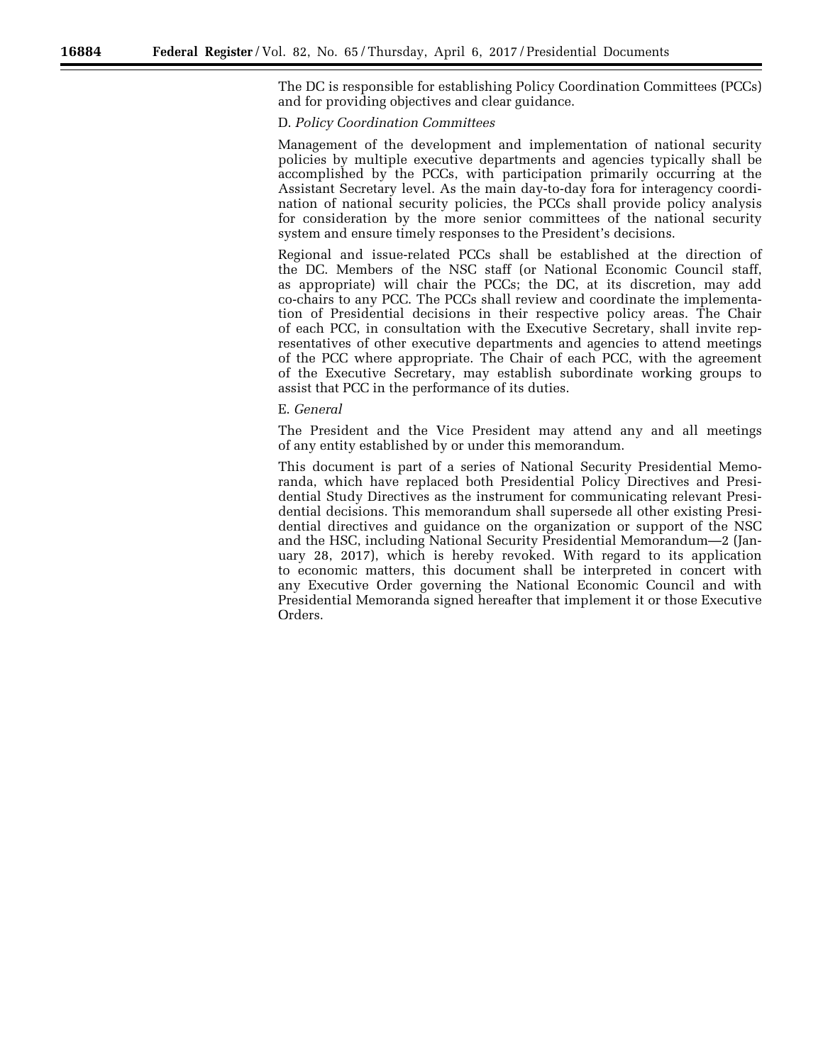The DC is responsible for establishing Policy Coordination Committees (PCCs) and for providing objectives and clear guidance.

D. *Policy Coordination Committees*

Management of the development and implementation of national security policies by multiple executive departments and agencies typically shall be accomplished by the PCCs, with participation primarily occurring at the Assistant Secretary level. As the main day-to-day fora for interagency coordination of national security policies, the PCCs shall provide policy analysis for consideration by the more senior committees of the national security system and ensure timely responses to the President's decisions.

Regional and issue-related PCCs shall be established at the direction of the DC. Members of the NSC staff (or National Economic Council staff, as appropriate) will chair the PCCs; the DC, at its discretion, may add co-chairs to any PCC. The PCCs shall review and coordinate the implementation of Presidential decisions in their respective policy areas. The Chair of each PCC, in consultation with the Executive Secretary, shall invite representatives of other executive departments and agencies to attend meetings of the PCC where appropriate. The Chair of each PCC, with the agreement of the Executive Secretary, may establish subordinate working groups to assist that PCC in the performance of its duties.

E. *General*

The President and the Vice President may attend any and all meetings of any entity established by or under this memorandum.

This document is part of a series of National Security Presidential Memoranda, which have replaced both Presidential Policy Directives and Presidential Study Directives as the instrument for communicating relevant Presidential decisions. This memorandum shall supersede all other existing Presidential directives and guidance on the organization or support of the NSC and the HSC, including National Security Presidential Memorandum—2 (January 28, 2017), which is hereby revoked. With regard to its application to economic matters, this document shall be interpreted in concert with any Executive Order governing the National Economic Council and with Presidential Memoranda signed hereafter that implement it or those Executive Orders.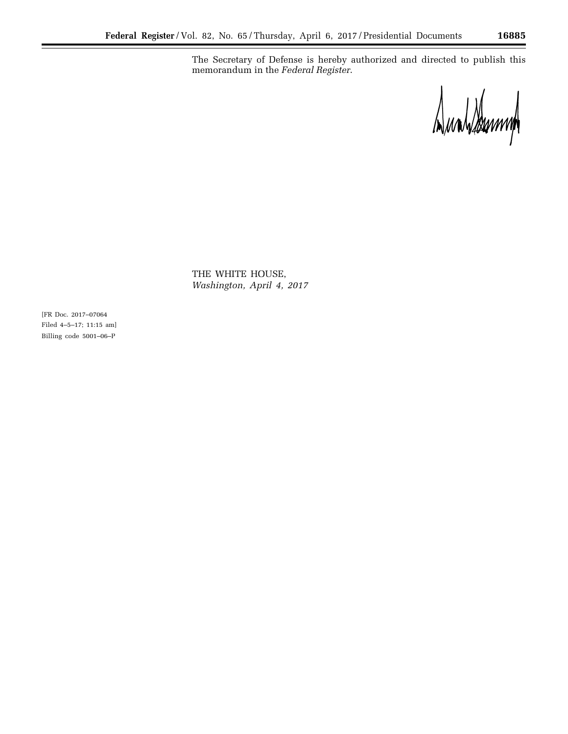The Secretary of Defense is hereby authorized and directed to publish this memorandum in the *Federal Register*.

THE WHITE HOUSE,
*Washington, April 4, 2017*

[FR Doc. 2017–07064
Filed 4–5–17; 11:15 am]
Billing code 5001–06–P